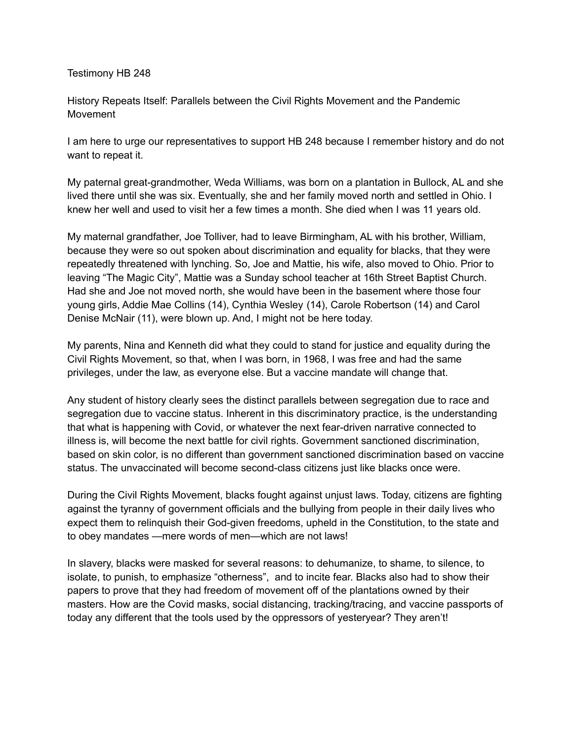Testimony HB 248

History Repeats Itself: Parallels between the Civil Rights Movement and the Pandemic Movement

I am here to urge our representatives to support HB 248 because I remember history and do not want to repeat it.

My paternal great-grandmother, Weda Williams, was born on a plantation in Bullock, AL and she lived there until she was six. Eventually, she and her family moved north and settled in Ohio. I knew her well and used to visit her a few times a month. She died when I was 11 years old.

My maternal grandfather, Joe Tolliver, had to leave Birmingham, AL with his brother, William, because they were so out spoken about discrimination and equality for blacks, that they were repeatedly threatened with lynching. So, Joe and Mattie, his wife, also moved to Ohio. Prior to leaving "The Magic City", Mattie was a Sunday school teacher at 16th Street Baptist Church. Had she and Joe not moved north, she would have been in the basement where those four young girls, Addie Mae Collins (14), Cynthia Wesley (14), Carole Robertson (14) and Carol Denise McNair (11), were blown up. And, I might not be here today.

My parents, Nina and Kenneth did what they could to stand for justice and equality during the Civil Rights Movement, so that, when I was born, in 1968, I was free and had the same privileges, under the law, as everyone else. But a vaccine mandate will change that.

Any student of history clearly sees the distinct parallels between segregation due to race and segregation due to vaccine status. Inherent in this discriminatory practice, is the understanding that what is happening with Covid, or whatever the next fear-driven narrative connected to illness is, will become the next battle for civil rights. Government sanctioned discrimination, based on skin color, is no different than government sanctioned discrimination based on vaccine status. The unvaccinated will become second-class citizens just like blacks once were.

During the Civil Rights Movement, blacks fought against unjust laws. Today, citizens are fighting against the tyranny of government officials and the bullying from people in their daily lives who expect them to relinquish their God-given freedoms, upheld in the Constitution, to the state and to obey mandates —mere words of men—which are not laws!

In slavery, blacks were masked for several reasons: to dehumanize, to shame, to silence, to isolate, to punish, to emphasize "otherness", and to incite fear. Blacks also had to show their papers to prove that they had freedom of movement off of the plantations owned by their masters. How are the Covid masks, social distancing, tracking/tracing, and vaccine passports of today any different that the tools used by the oppressors of yesteryear? They aren't!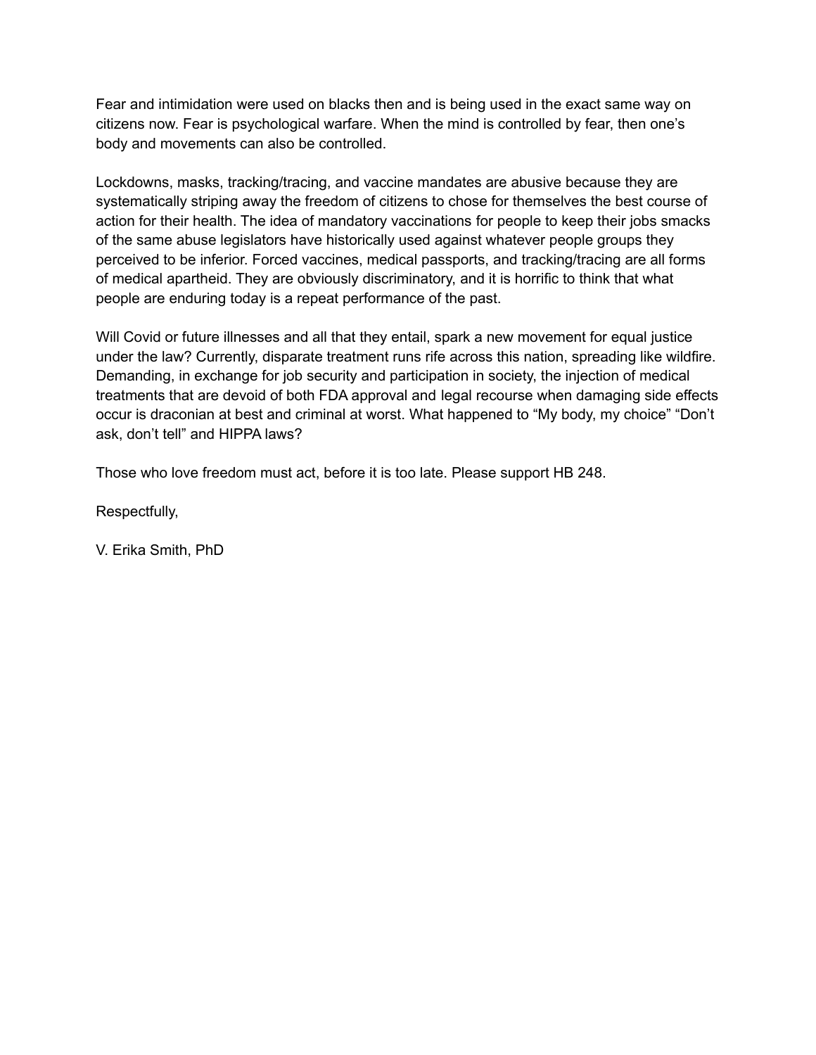Fear and intimidation were used on blacks then and is being used in the exact same way on citizens now. Fear is psychological warfare. When the mind is controlled by fear, then one's body and movements can also be controlled.

Lockdowns, masks, tracking/tracing, and vaccine mandates are abusive because they are systematically striping away the freedom of citizens to chose for themselves the best course of action for their health. The idea of mandatory vaccinations for people to keep their jobs smacks of the same abuse legislators have historically used against whatever people groups they perceived to be inferior. Forced vaccines, medical passports, and tracking/tracing are all forms of medical apartheid. They are obviously discriminatory, and it is horrific to think that what people are enduring today is a repeat performance of the past.

Will Covid or future illnesses and all that they entail, spark a new movement for equal justice under the law? Currently, disparate treatment runs rife across this nation, spreading like wildfire. Demanding, in exchange for job security and participation in society, the injection of medical treatments that are devoid of both FDA approval and legal recourse when damaging side effects occur is draconian at best and criminal at worst. What happened to "My body, my choice" "Don't ask, don't tell" and HIPPA laws?

Those who love freedom must act, before it is too late. Please support HB 248.

Respectfully,

V. Erika Smith, PhD